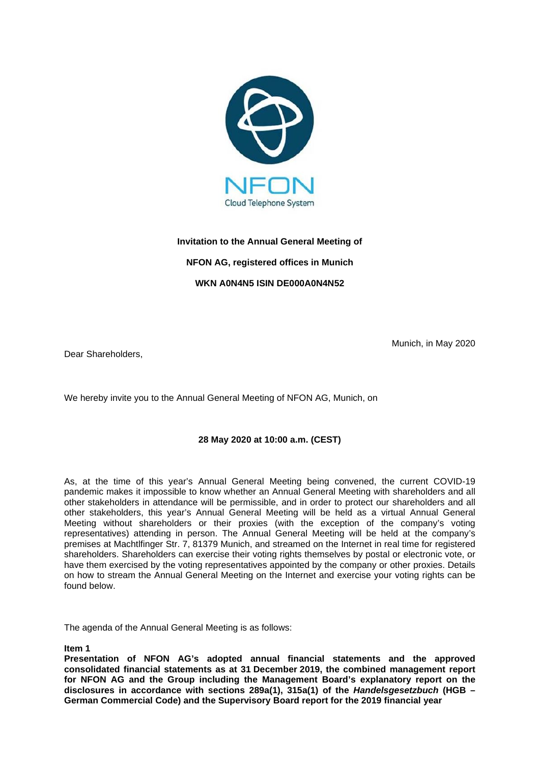**Invitation to the Annual General Meeting of**

**NFON AG, registered offices in Munich**

**WKN A0N4N5 ISIN DE000A0N4N52**

Munich, in May 2020

Dear Shareholders,

We hereby invite you to the Annual General Meeting of NFON AG, Munich, on

**28 May 2020 at 10:00 a.m. (CEST)**

As, at the time of this year's Annual General Meeting being convened, the current COVID-19 pandemic makes it impossible to know whether an Annual General Meeting with shareholders and all other stakeholders in attendance will be permissible, and in order to protect our shareholders and all other stakeholders, this year's Annual General Meeting will be held as a virtual Annual General Meeting without shareholders or their proxies (with the exception of the company's voting representatives) attending in person. The Annual General Meeting will be held at the company's premises at Machtlfinger Str. 7, 81379 Munich, and streamed on the Internet in real time for registered shareholders. Shareholders can exercise their voting rights themselves by postal or electronic vote, or have them exercised by the voting representatives appointed by the company or other proxies. Details on how to stream the Annual General Meeting on the Internet and exercise your voting rights can be found below.

The agenda of the Annual General Meeting is as follows:

**Item 1**
**Presentation of NFON AG's adopted annual financial statements and the approved consolidated financial statements as at 31 December 2019, the combined management report for NFON AG and the Group including the Management Board's explanatory report on the disclosures in accordance with sections 289a(1), 315a(1) of the *Handelsgesetzbuch* (HGB – German Commercial Code) and the Supervisory Board report for the 2019 financial year**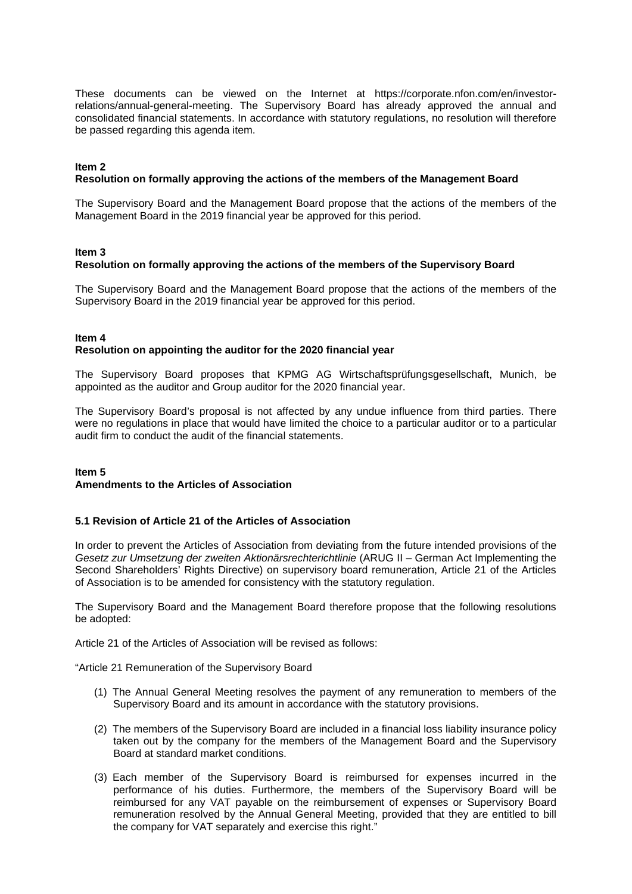These documents can be viewed on the Internet at https://corporate.nfon.com/en/investor-relations/annual-general-meeting. The Supervisory Board has already approved the annual and consolidated financial statements. In accordance with statutory regulations, no resolution will therefore be passed regarding this agenda item.

**Item 2**
**Resolution on formally approving the actions of the members of the Management Board**

The Supervisory Board and the Management Board propose that the actions of the members of the Management Board in the 2019 financial year be approved for this period.

**Item 3**
**Resolution on formally approving the actions of the members of the Supervisory Board**

The Supervisory Board and the Management Board propose that the actions of the members of the Supervisory Board in the 2019 financial year be approved for this period.

**Item 4**
**Resolution on appointing the auditor for the 2020 financial year**

The Supervisory Board proposes that KPMG AG Wirtschaftsprüfungsgesellschaft, Munich, be appointed as the auditor and Group auditor for the 2020 financial year.

The Supervisory Board's proposal is not affected by any undue influence from third parties. There were no regulations in place that would have limited the choice to a particular auditor or to a particular audit firm to conduct the audit of the financial statements.

**Item 5**
**Amendments to the Articles of Association**

**5.1 Revision of Article 21 of the Articles of Association**

In order to prevent the Articles of Association from deviating from the future intended provisions of the *Gesetz zur Umsetzung der zweiten Aktionärsrechterichtlinie* (ARUG II – German Act Implementing the Second Shareholders' Rights Directive) on supervisory board remuneration, Article 21 of the Articles of Association is to be amended for consistency with the statutory regulation.

The Supervisory Board and the Management Board therefore propose that the following resolutions be adopted:

Article 21 of the Articles of Association will be revised as follows:

"Article 21 Remuneration of the Supervisory Board

(1) The Annual General Meeting resolves the payment of any remuneration to members of the Supervisory Board and its amount in accordance with the statutory provisions.

(2) The members of the Supervisory Board are included in a financial loss liability insurance policy taken out by the company for the members of the Management Board and the Supervisory Board at standard market conditions.

(3) Each member of the Supervisory Board is reimbursed for expenses incurred in the performance of his duties. Furthermore, the members of the Supervisory Board will be reimbursed for any VAT payable on the reimbursement of expenses or Supervisory Board remuneration resolved by the Annual General Meeting, provided that they are entitled to bill the company for VAT separately and exercise this right."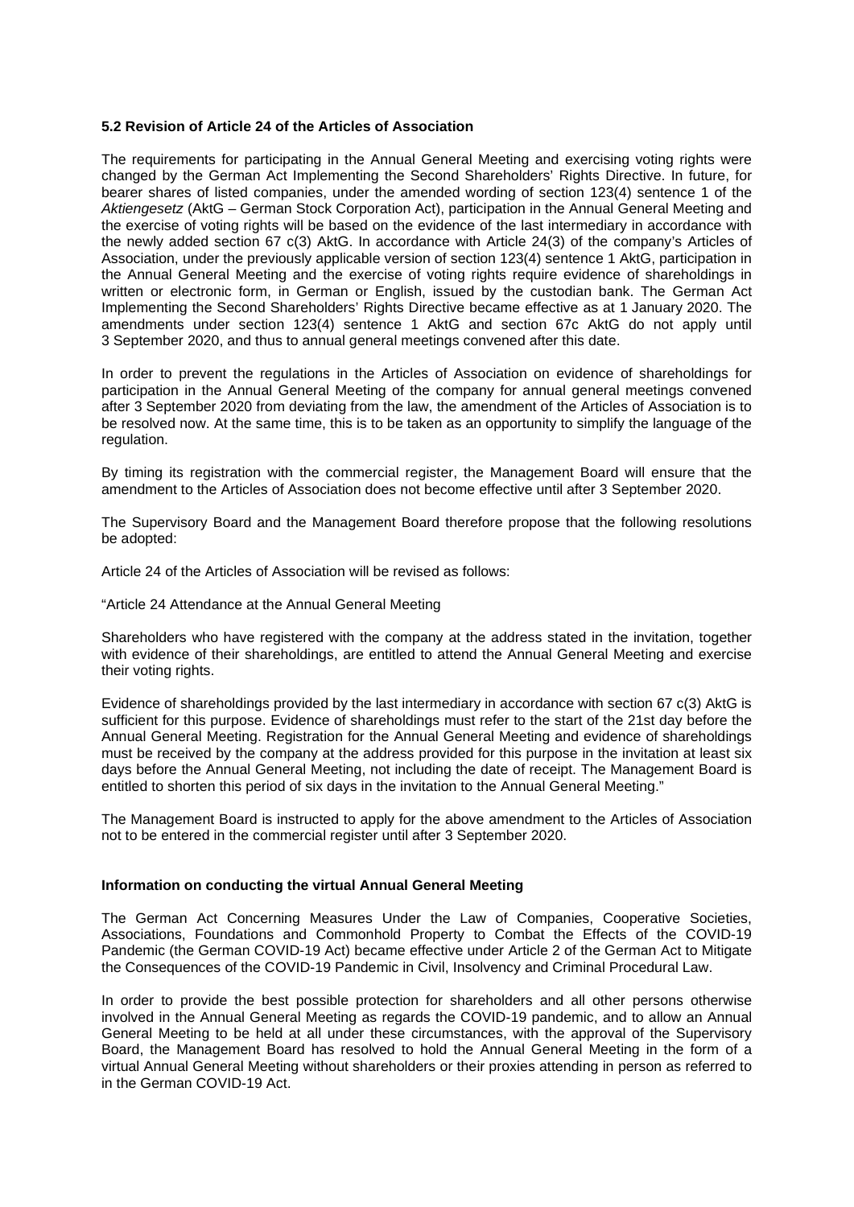### 5.2 Revision of Article 24 of the Articles of Association

The requirements for participating in the Annual General Meeting and exercising voting rights were changed by the German Act Implementing the Second Shareholders' Rights Directive. In future, for bearer shares of listed companies, under the amended wording of section 123(4) sentence 1 of the *Aktiengesetz* (AktG – German Stock Corporation Act), participation in the Annual General Meeting and the exercise of voting rights will be based on the evidence of the last intermediary in accordance with the newly added section 67 c(3) AktG. In accordance with Article 24(3) of the company's Articles of Association, under the previously applicable version of section 123(4) sentence 1 AktG, participation in the Annual General Meeting and the exercise of voting rights require evidence of shareholdings in written or electronic form, in German or English, issued by the custodian bank. The German Act Implementing the Second Shareholders' Rights Directive became effective as at 1 January 2020. The amendments under section 123(4) sentence 1 AktG and section 67c AktG do not apply until 3 September 2020, and thus to annual general meetings convened after this date.

In order to prevent the regulations in the Articles of Association on evidence of shareholdings for participation in the Annual General Meeting of the company for annual general meetings convened after 3 September 2020 from deviating from the law, the amendment of the Articles of Association is to be resolved now. At the same time, this is to be taken as an opportunity to simplify the language of the regulation.

By timing its registration with the commercial register, the Management Board will ensure that the amendment to the Articles of Association does not become effective until after 3 September 2020.

The Supervisory Board and the Management Board therefore propose that the following resolutions be adopted:

Article 24 of the Articles of Association will be revised as follows:

"Article 24 Attendance at the Annual General Meeting

Shareholders who have registered with the company at the address stated in the invitation, together with evidence of their shareholdings, are entitled to attend the Annual General Meeting and exercise their voting rights.

Evidence of shareholdings provided by the last intermediary in accordance with section 67 c(3) AktG is sufficient for this purpose. Evidence of shareholdings must refer to the start of the 21st day before the Annual General Meeting. Registration for the Annual General Meeting and evidence of shareholdings must be received by the company at the address provided for this purpose in the invitation at least six days before the Annual General Meeting, not including the date of receipt. The Management Board is entitled to shorten this period of six days in the invitation to the Annual General Meeting."

The Management Board is instructed to apply for the above amendment to the Articles of Association not to be entered in the commercial register until after 3 September 2020.

### Information on conducting the virtual Annual General Meeting

The German Act Concerning Measures Under the Law of Companies, Cooperative Societies, Associations, Foundations and Commonhold Property to Combat the Effects of the COVID-19 Pandemic (the German COVID-19 Act) became effective under Article 2 of the German Act to Mitigate the Consequences of the COVID-19 Pandemic in Civil, Insolvency and Criminal Procedural Law.

In order to provide the best possible protection for shareholders and all other persons otherwise involved in the Annual General Meeting as regards the COVID-19 pandemic, and to allow an Annual General Meeting to be held at all under these circumstances, with the approval of the Supervisory Board, the Management Board has resolved to hold the Annual General Meeting in the form of a virtual Annual General Meeting without shareholders or their proxies attending in person as referred to in the German COVID-19 Act.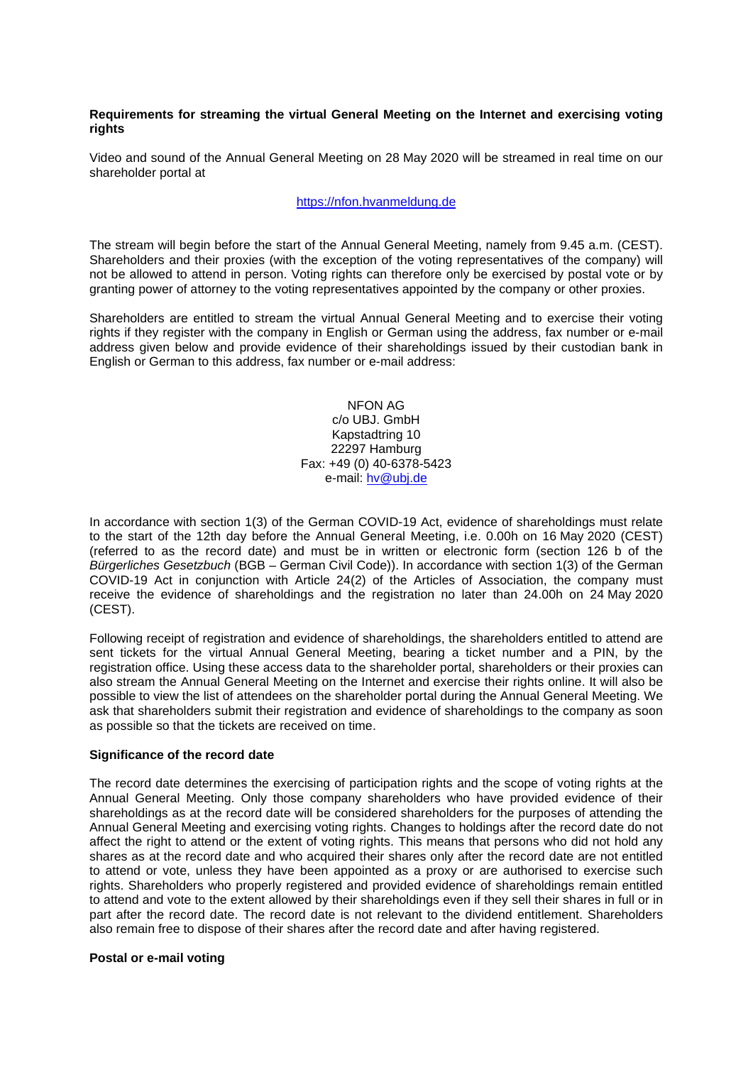**Requirements for streaming the virtual General Meeting on the Internet and exercising voting rights**

Video and sound of the Annual General Meeting on 28 May 2020 will be streamed in real time on our shareholder portal at

https://nfon.hvanmeldung.de

The stream will begin before the start of the Annual General Meeting, namely from 9.45 a.m. (CEST). Shareholders and their proxies (with the exception of the voting representatives of the company) will not be allowed to attend in person. Voting rights can therefore only be exercised by postal vote or by granting power of attorney to the voting representatives appointed by the company or other proxies.

Shareholders are entitled to stream the virtual Annual General Meeting and to exercise their voting rights if they register with the company in English or German using the address, fax number or e-mail address given below and provide evidence of their shareholdings issued by their custodian bank in English or German to this address, fax number or e-mail address:

NFON AG
c/o UBJ. GmbH
Kapstadtring 10
22297 Hamburg
Fax: +49 (0) 40-6378-5423
e-mail: hv@ubj.de

In accordance with section 1(3) of the German COVID-19 Act, evidence of shareholdings must relate to the start of the 12th day before the Annual General Meeting, i.e. 0.00h on 16 May 2020 (CEST) (referred to as the record date) and must be in written or electronic form (section 126 b of the *Bürgerliches Gesetzbuch* (BGB – German Civil Code)). In accordance with section 1(3) of the German COVID-19 Act in conjunction with Article 24(2) of the Articles of Association, the company must receive the evidence of shareholdings and the registration no later than 24.00h on 24 May 2020 (CEST).

Following receipt of registration and evidence of shareholdings, the shareholders entitled to attend are sent tickets for the virtual Annual General Meeting, bearing a ticket number and a PIN, by the registration office. Using these access data to the shareholder portal, shareholders or their proxies can also stream the Annual General Meeting on the Internet and exercise their rights online. It will also be possible to view the list of attendees on the shareholder portal during the Annual General Meeting. We ask that shareholders submit their registration and evidence of shareholdings to the company as soon as possible so that the tickets are received on time.

**Significance of the record date**

The record date determines the exercising of participation rights and the scope of voting rights at the Annual General Meeting. Only those company shareholders who have provided evidence of their shareholdings as at the record date will be considered shareholders for the purposes of attending the Annual General Meeting and exercising voting rights. Changes to holdings after the record date do not affect the right to attend or the extent of voting rights. This means that persons who did not hold any shares as at the record date and who acquired their shares only after the record date are not entitled to attend or vote, unless they have been appointed as a proxy or are authorised to exercise such rights. Shareholders who properly registered and provided evidence of shareholdings remain entitled to attend and vote to the extent allowed by their shareholdings even if they sell their shares in full or in part after the record date. The record date is not relevant to the dividend entitlement. Shareholders also remain free to dispose of their shares after the record date and after having registered.

**Postal or e-mail voting**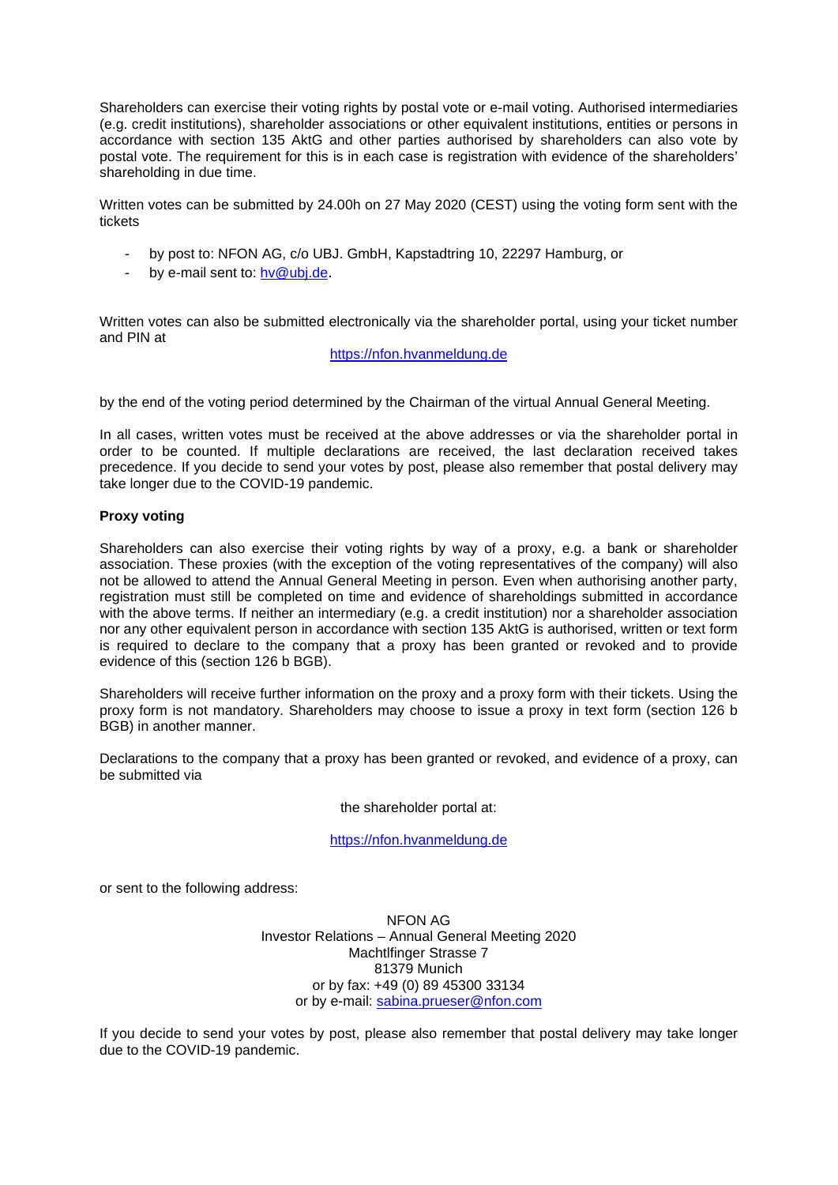Shareholders can exercise their voting rights by postal vote or e-mail voting. Authorised intermediaries (e.g. credit institutions), shareholder associations or other equivalent institutions, entities or persons in accordance with section 135 AktG and other parties authorised by shareholders can also vote by postal vote. The requirement for this is in each case is registration with evidence of the shareholders' shareholding in due time.

Written votes can be submitted by 24.00h on 27 May 2020 (CEST) using the voting form sent with the tickets

- by post to: NFON AG, c/o UBJ. GmbH, Kapstadtring 10, 22297 Hamburg, or
- by e-mail sent to: hv@ubj.de.

Written votes can also be submitted electronically via the shareholder portal, using your ticket number and PIN at

https://nfon.hvanmeldung.de

by the end of the voting period determined by the Chairman of the virtual Annual General Meeting.

In all cases, written votes must be received at the above addresses or via the shareholder portal in order to be counted. If multiple declarations are received, the last declaration received takes precedence. If you decide to send your votes by post, please also remember that postal delivery may take longer due to the COVID-19 pandemic.

**Proxy voting**

Shareholders can also exercise their voting rights by way of a proxy, e.g. a bank or shareholder association. These proxies (with the exception of the voting representatives of the company) will also not be allowed to attend the Annual General Meeting in person. Even when authorising another party, registration must still be completed on time and evidence of shareholdings submitted in accordance with the above terms. If neither an intermediary (e.g. a credit institution) nor a shareholder association nor any other equivalent person in accordance with section 135 AktG is authorised, written or text form is required to declare to the company that a proxy has been granted or revoked and to provide evidence of this (section 126 b BGB).

Shareholders will receive further information on the proxy and a proxy form with their tickets. Using the proxy form is not mandatory. Shareholders may choose to issue a proxy in text form (section 126 b BGB) in another manner.

Declarations to the company that a proxy has been granted or revoked, and evidence of a proxy, can be submitted via

the shareholder portal at:

https://nfon.hvanmeldung.de

or sent to the following address:

NFON AG  
Investor Relations – Annual General Meeting 2020  
Machtlfinger Strasse 7  
81379 Munich  
or by fax: +49 (0) 89 45300 33134  
or by e-mail: sabina.prueser@nfon.com

If you decide to send your votes by post, please also remember that postal delivery may take longer due to the COVID-19 pandemic.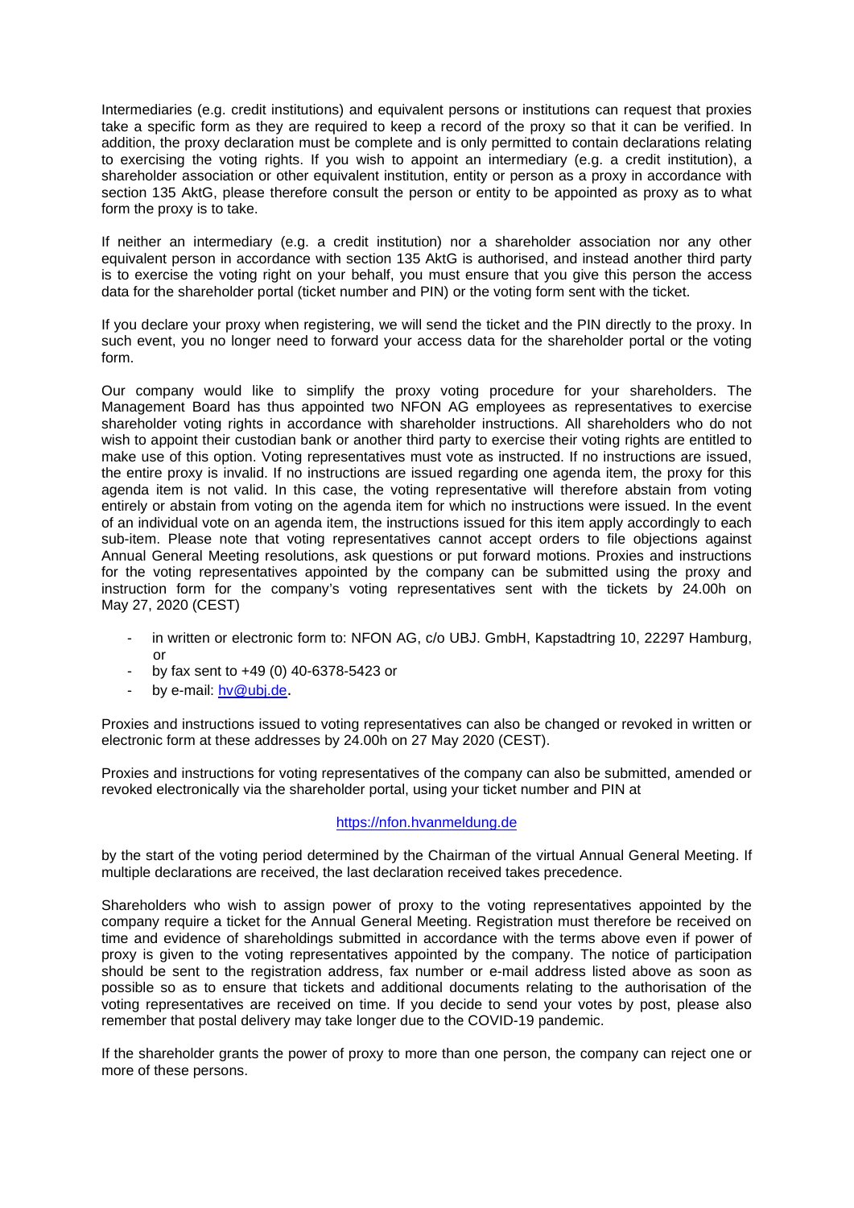Intermediaries (e.g. credit institutions) and equivalent persons or institutions can request that proxies take a specific form as they are required to keep a record of the proxy so that it can be verified. In addition, the proxy declaration must be complete and is only permitted to contain declarations relating to exercising the voting rights. If you wish to appoint an intermediary (e.g. a credit institution), a shareholder association or other equivalent institution, entity or person as a proxy in accordance with section 135 AktG, please therefore consult the person or entity to be appointed as proxy as to what form the proxy is to take.

If neither an intermediary (e.g. a credit institution) nor a shareholder association nor any other equivalent person in accordance with section 135 AktG is authorised, and instead another third party is to exercise the voting right on your behalf, you must ensure that you give this person the access data for the shareholder portal (ticket number and PIN) or the voting form sent with the ticket.

If you declare your proxy when registering, we will send the ticket and the PIN directly to the proxy. In such event, you no longer need to forward your access data for the shareholder portal or the voting form.

Our company would like to simplify the proxy voting procedure for your shareholders. The Management Board has thus appointed two NFON AG employees as representatives to exercise shareholder voting rights in accordance with shareholder instructions. All shareholders who do not wish to appoint their custodian bank or another third party to exercise their voting rights are entitled to make use of this option. Voting representatives must vote as instructed. If no instructions are issued, the entire proxy is invalid. If no instructions are issued regarding one agenda item, the proxy for this agenda item is not valid. In this case, the voting representative will therefore abstain from voting entirely or abstain from voting on the agenda item for which no instructions were issued. In the event of an individual vote on an agenda item, the instructions issued for this item apply accordingly to each sub-item. Please note that voting representatives cannot accept orders to file objections against Annual General Meeting resolutions, ask questions or put forward motions. Proxies and instructions for the voting representatives appointed by the company can be submitted using the proxy and instruction form for the company's voting representatives sent with the tickets by 24.00h on May 27, 2020 (CEST)

- in written or electronic form to: NFON AG, c/o UBJ. GmbH, Kapstadtring 10, 22297 Hamburg, or
- by fax sent to +49 (0) 40-6378-5423 or
- by e-mail: hv@ubj.de.

Proxies and instructions issued to voting representatives can also be changed or revoked in written or electronic form at these addresses by 24.00h on 27 May 2020 (CEST).

Proxies and instructions for voting representatives of the company can also be submitted, amended or revoked electronically via the shareholder portal, using your ticket number and PIN at

https://nfon.hvanmeldung.de

by the start of the voting period determined by the Chairman of the virtual Annual General Meeting. If multiple declarations are received, the last declaration received takes precedence.

Shareholders who wish to assign power of proxy to the voting representatives appointed by the company require a ticket for the Annual General Meeting. Registration must therefore be received on time and evidence of shareholdings submitted in accordance with the terms above even if power of proxy is given to the voting representatives appointed by the company. The notice of participation should be sent to the registration address, fax number or e-mail address listed above as soon as possible so as to ensure that tickets and additional documents relating to the authorisation of the voting representatives are received on time. If you decide to send your votes by post, please also remember that postal delivery may take longer due to the COVID-19 pandemic.

If the shareholder grants the power of proxy to more than one person, the company can reject one or more of these persons.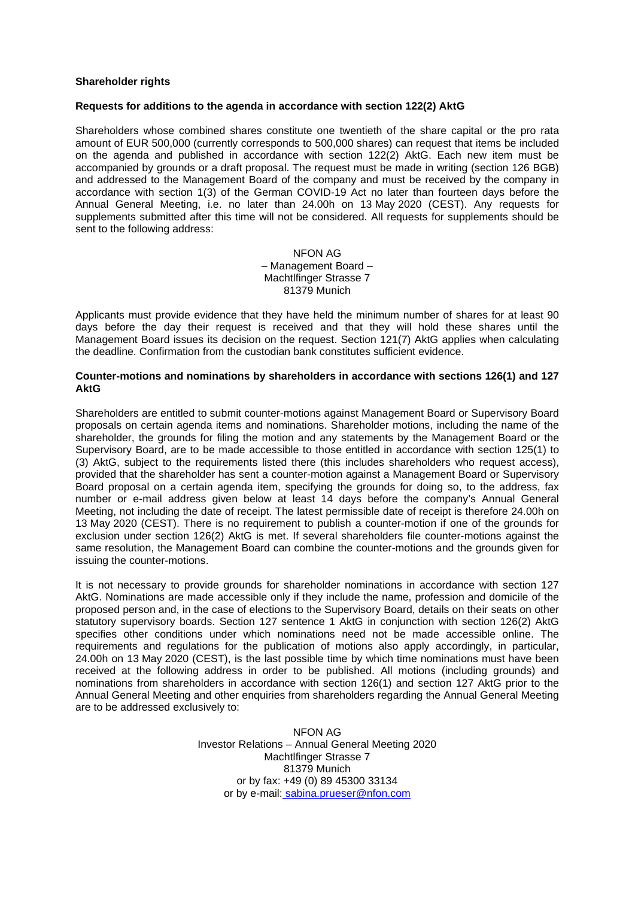**Shareholder rights**

**Requests for additions to the agenda in accordance with section 122(2) AktG**

Shareholders whose combined shares constitute one twentieth of the share capital or the pro rata amount of EUR 500,000 (currently corresponds to 500,000 shares) can request that items be included on the agenda and published in accordance with section 122(2) AktG. Each new item must be accompanied by grounds or a draft proposal. The request must be made in writing (section 126 BGB) and addressed to the Management Board of the company and must be received by the company in accordance with section 1(3) of the German COVID-19 Act no later than fourteen days before the Annual General Meeting, i.e. no later than 24.00h on 13 May 2020 (CEST). Any requests for supplements submitted after this time will not be considered. All requests for supplements should be sent to the following address:

NFON AG
– Management Board –
Machtlfinger Strasse 7
81379 Munich

Applicants must provide evidence that they have held the minimum number of shares for at least 90 days before the day their request is received and that they will hold these shares until the Management Board issues its decision on the request. Section 121(7) AktG applies when calculating the deadline. Confirmation from the custodian bank constitutes sufficient evidence.

**Counter-motions and nominations by shareholders in accordance with sections 126(1) and 127 AktG**

Shareholders are entitled to submit counter-motions against Management Board or Supervisory Board proposals on certain agenda items and nominations. Shareholder motions, including the name of the shareholder, the grounds for filing the motion and any statements by the Management Board or the Supervisory Board, are to be made accessible to those entitled in accordance with section 125(1) to (3) AktG, subject to the requirements listed there (this includes shareholders who request access), provided that the shareholder has sent a counter-motion against a Management Board or Supervisory Board proposal on a certain agenda item, specifying the grounds for doing so, to the address, fax number or e-mail address given below at least 14 days before the company's Annual General Meeting, not including the date of receipt. The latest permissible date of receipt is therefore 24.00h on 13 May 2020 (CEST). There is no requirement to publish a counter-motion if one of the grounds for exclusion under section 126(2) AktG is met. If several shareholders file counter-motions against the same resolution, the Management Board can combine the counter-motions and the grounds given for issuing the counter-motions.

It is not necessary to provide grounds for shareholder nominations in accordance with section 127 AktG. Nominations are made accessible only if they include the name, profession and domicile of the proposed person and, in the case of elections to the Supervisory Board, details on their seats on other statutory supervisory boards. Section 127 sentence 1 AktG in conjunction with section 126(2) AktG specifies other conditions under which nominations need not be made accessible online. The requirements and regulations for the publication of motions also apply accordingly, in particular, 24.00h on 13 May 2020 (CEST), is the last possible time by which time nominations must have been received at the following address in order to be published. All motions (including grounds) and nominations from shareholders in accordance with section 126(1) and section 127 AktG prior to the Annual General Meeting and other enquiries from shareholders regarding the Annual General Meeting are to be addressed exclusively to:

NFON AG
Investor Relations – Annual General Meeting 2020
Machtlfinger Strasse 7
81379 Munich
or by fax: +49 (0) 89 45300 33134
or by e-mail: sabina.prueser@nfon.com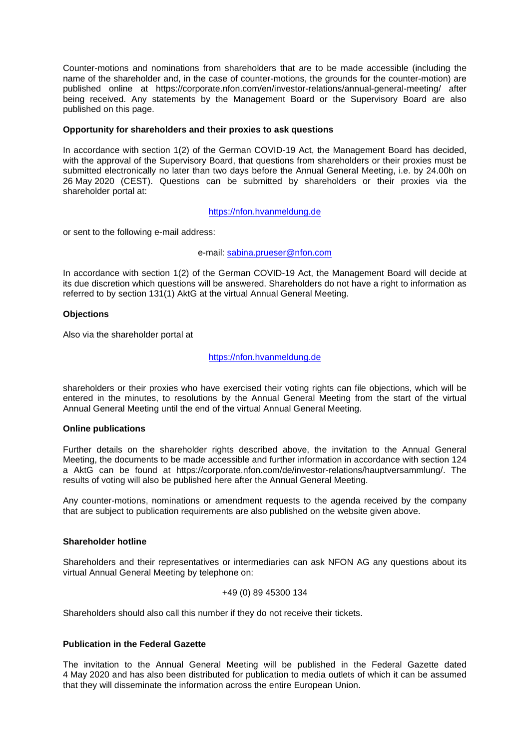Counter-motions and nominations from shareholders that are to be made accessible (including the name of the shareholder and, in the case of counter-motions, the grounds for the counter-motion) are published online at https://corporate.nfon.com/en/investor-relations/annual-general-meeting/ after being received. Any statements by the Management Board or the Supervisory Board are also published on this page.

**Opportunity for shareholders and their proxies to ask questions**

In accordance with section 1(2) of the German COVID-19 Act, the Management Board has decided, with the approval of the Supervisory Board, that questions from shareholders or their proxies must be submitted electronically no later than two days before the Annual General Meeting, i.e. by 24.00h on 26 May 2020 (CEST). Questions can be submitted by shareholders or their proxies via the shareholder portal at:

https://nfon.hvanmeldung.de

or sent to the following e-mail address:

e-mail: sabina.prueser@nfon.com

In accordance with section 1(2) of the German COVID-19 Act, the Management Board will decide at its due discretion which questions will be answered. Shareholders do not have a right to information as referred to by section 131(1) AktG at the virtual Annual General Meeting.

**Objections**

Also via the shareholder portal at

https://nfon.hvanmeldung.de

shareholders or their proxies who have exercised their voting rights can file objections, which will be entered in the minutes, to resolutions by the Annual General Meeting from the start of the virtual Annual General Meeting until the end of the virtual Annual General Meeting.

**Online publications**

Further details on the shareholder rights described above, the invitation to the Annual General Meeting, the documents to be made accessible and further information in accordance with section 124 a AktG can be found at https://corporate.nfon.com/de/investor-relations/hauptversammlung/. The results of voting will also be published here after the Annual General Meeting.

Any counter-motions, nominations or amendment requests to the agenda received by the company that are subject to publication requirements are also published on the website given above.

**Shareholder hotline**

Shareholders and their representatives or intermediaries can ask NFON AG any questions about its virtual Annual General Meeting by telephone on:

+49 (0) 89 45300 134

Shareholders should also call this number if they do not receive their tickets.

**Publication in the Federal Gazette**

The invitation to the Annual General Meeting will be published in the Federal Gazette dated 4 May 2020 and has also been distributed for publication to media outlets of which it can be assumed that they will disseminate the information across the entire European Union.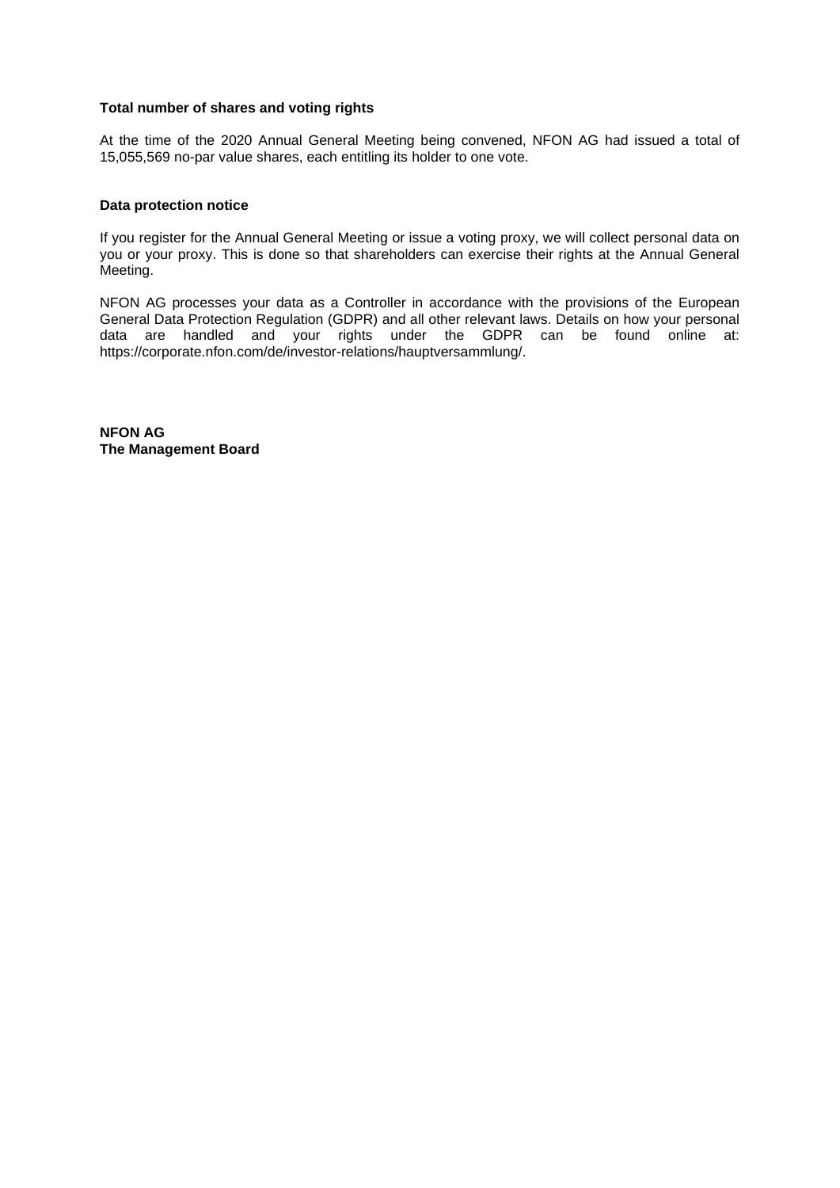**Total number of shares and voting rights**

At the time of the 2020 Annual General Meeting being convened, NFON AG had issued a total of 15,055,569 no-par value shares, each entitling its holder to one vote.

**Data protection notice**

If you register for the Annual General Meeting or issue a voting proxy, we will collect personal data on you or your proxy. This is done so that shareholders can exercise their rights at the Annual General Meeting.

NFON AG processes your data as a Controller in accordance with the provisions of the European General Data Protection Regulation (GDPR) and all other relevant laws. Details on how your personal data are handled and your rights under the GDPR can be found online at: https://corporate.nfon.com/de/investor-relations/hauptversammlung/.

**NFON AG**
**The Management Board**